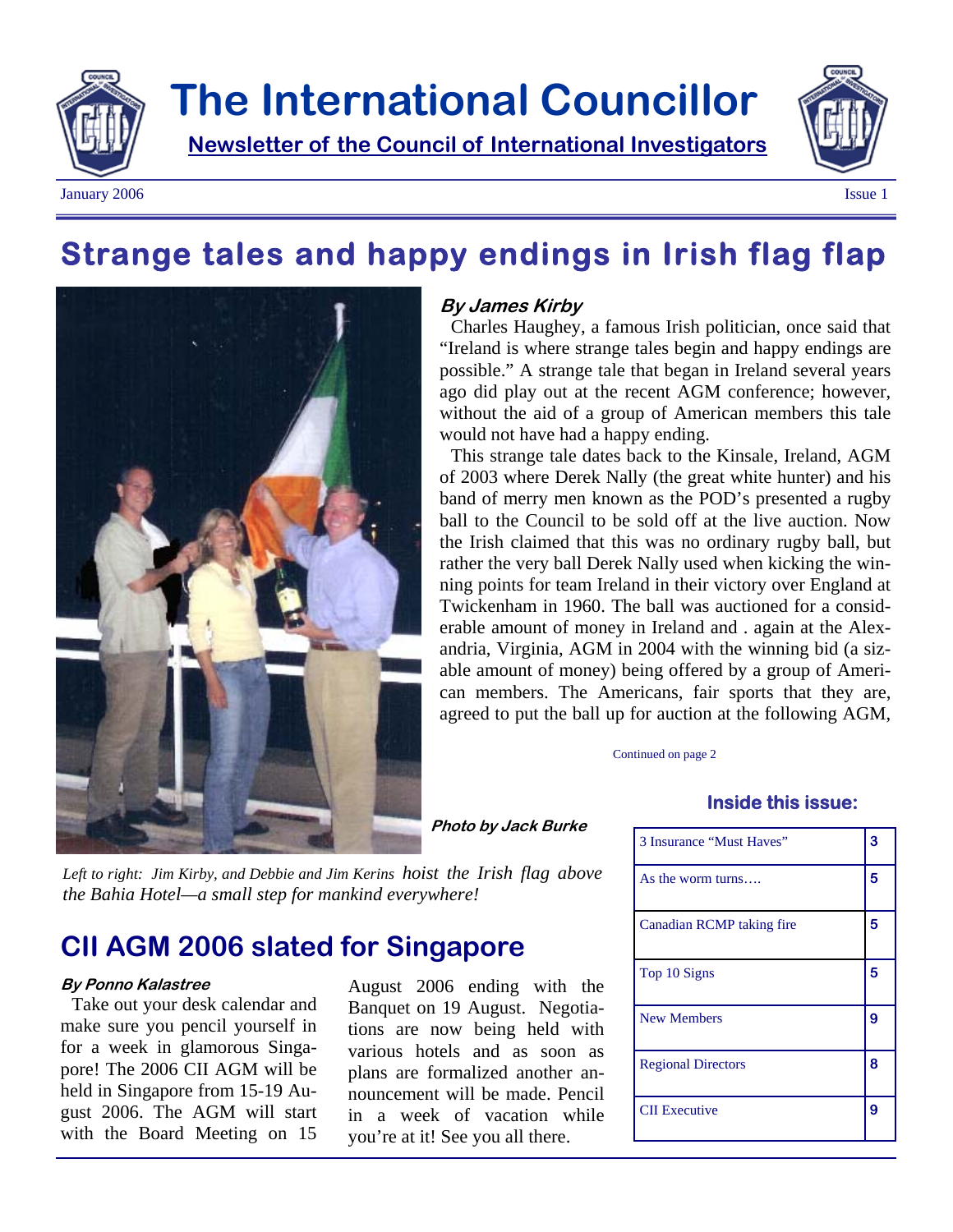# The International Councillor

**Newsletter of the Council of International Investigators**

January 2006 Issue 1

## Strange tales and happy endings in Irish flag flap

***By James Kirby***

Charles Haughey, a famous Irish politician, once said that "Ireland is where strange tales begin and happy endings are possible." A strange tale that began in Ireland several years ago did play out at the recent AGM conference; however, without the aid of a group of American members this tale would not have had a happy ending.

This strange tale dates back to the Kinsale, Ireland, AGM of 2003 where Derek Nally (the great white hunter) and his band of merry men known as the POD's presented a rugby ball to the Council to be sold off at the live auction. Now the Irish claimed that this was no ordinary rugby ball, but rather the very ball Derek Nally used when kicking the winning points for team Ireland in their victory over England at Twickenham in 1960. The ball was auctioned for a considerable amount of money in Ireland and . again at the Alexandria, Virginia, AGM in 2004 with the winning bid (a sizable amount of money) being offered by a group of American members. The Americans, fair sports that they are, agreed to put the ball up for auction at the following AGM,

Continued on page 2

***Photo by Jack Burke***

*Left to right: Jim Kirby, and Debbie and Jim Kerins hoist the Irish flag above the Bahia Hotel—a small step for mankind everywhere!*

## CII AGM 2006 slated for Singapore

***By Ponno Kalastree***

Take out your desk calendar and make sure you pencil yourself in for a week in glamorous Singapore! The 2006 CII AGM will be held in Singapore from 15-19 August 2006. The AGM will start with the Board Meeting on 15 August 2006 ending with the Banquet on 19 August. Negotiations are now being held with various hotels and as soon as plans are formalized another announcement will be made. Pencil in a week of vacation while you're at it! See you all there.

### Inside this issue:

| | |
|---|---|
| 3 Insurance "Must Haves" | 3 |
| As the worm turns…. | 5 |
| Canadian RCMP taking fire | 5 |
| Top 10 Signs | 5 |
| New Members | 9 |
| Regional Directors | 8 |
| CII Executive | 9 |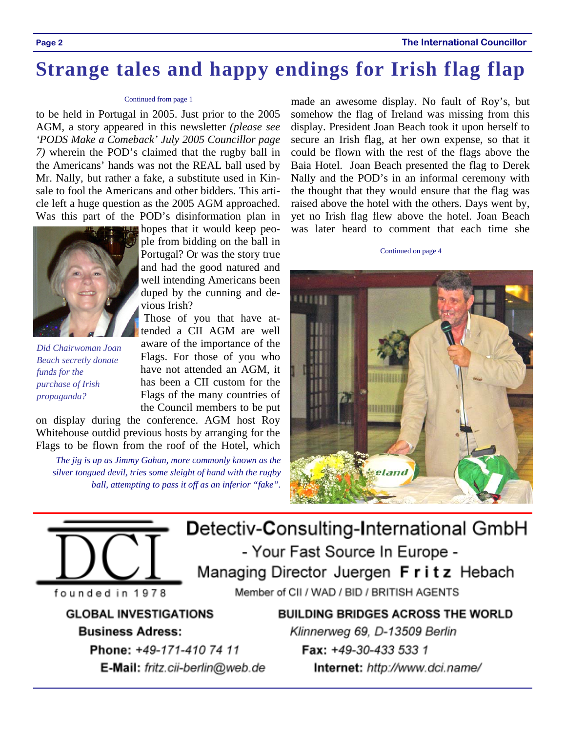# Strange tales and happy endings for Irish flag flap

Continued from page 1

to be held in Portugal in 2005. Just prior to the 2005 AGM, a story appeared in this newsletter *(please see 'PODS Make a Comeback' July 2005 Councillor page 7)* wherein the POD's claimed that the rugby ball in the Americans' hands was not the REAL ball used by Mr. Nally, but rather a fake, a substitute used in Kinsale to fool the Americans and other bidders. This article left a huge question as the 2005 AGM approached. Was this part of the POD's disinformation plan in hopes that it would keep people from bidding on the ball in Portugal? Or was the story true and had the good natured and well intending Americans been duped by the cunning and devious Irish?

*Did Chairwoman Joan Beach secretly donate funds for the purchase of Irish propaganda?*

Those of you that have attended a CII AGM are well aware of the importance of the Flags. For those of you who have not attended an AGM, it has been a CII custom for the Flags of the many countries of the Council members to be put on display during the conference. AGM host Roy Whitehouse outdid previous hosts by arranging for the Flags to be flown from the roof of the Hotel, which made an awesome display. No fault of Roy's, but somehow the flag of Ireland was missing from this display. President Joan Beach took it upon herself to secure an Irish flag, at her own expense, so that it could be flown with the rest of the flags above the Baia Hotel. Joan Beach presented the flag to Derek Nally and the POD's in an informal ceremony with the thought that they would ensure that the flag was raised above the hotel with the others. Days went by, yet no Irish flag flew above the hotel. Joan Beach was later heard to comment that each time she

Continued on page 4

*The jig is up as Jimmy Gahan, more commonly known as the silver tongued devil, tries some sleight of hand with the rugby ball, attempting to pass it off as an inferior "fake".*

---

**DCI** founded in 1978

**Detectiv-Consulting-International GmbH**

- Your Fast Source In Europe -

Managing Director Juergen **Fritz** Hebach

Member of CII / WAD / BID / BRITISH AGENTS

**GLOBAL INVESTIGATIONS** — **BUILDING BRIDGES ACROSS THE WORLD**

**Business Adress:** *Klinnerweg 69, D-13509 Berlin*

**Phone:** *+49-171-410 74 11* — **Fax:** *+49-30-433 533 1*

**E-Mail:** *fritz.cii-berlin@web.de* — **Internet:** *http://www.dci.name/*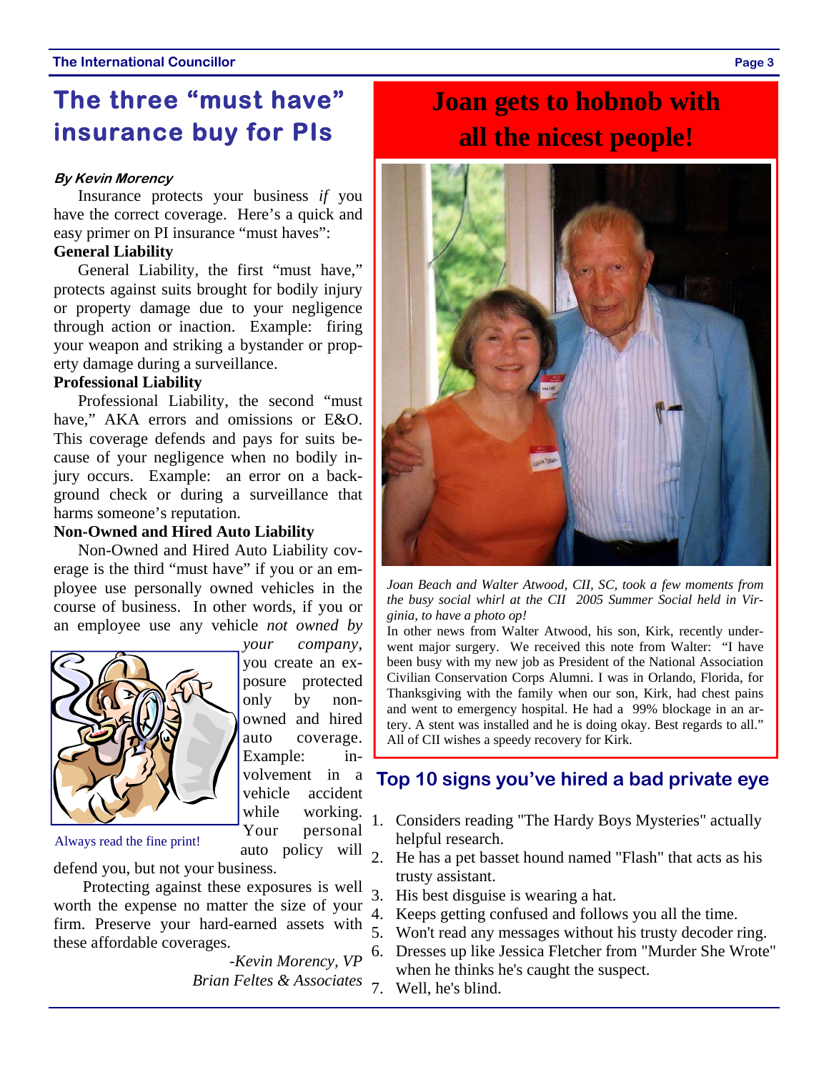## The three "must have" insurance buy for PIs

***By Kevin Morency***

Insurance protects your business *if* you have the correct coverage. Here's a quick and easy primer on PI insurance "must haves":

**General Liability**

General Liability, the first "must have," protects against suits brought for bodily injury or property damage due to your negligence through action or inaction. Example: firing your weapon and striking a bystander or property damage during a surveillance.

**Professional Liability**

Professional Liability, the second "must have," AKA errors and omissions or E&O. This coverage defends and pays for suits because of your negligence when no bodily injury occurs. Example: an error on a background check or during a surveillance that harms someone's reputation.

**Non-Owned and Hired Auto Liability**

Non-Owned and Hired Auto Liability coverage is the third "must have" if you or an employee use personally owned vehicles in the course of business. In other words, if you or an employee use any vehicle *not owned by your company*, you create an exposure protected only by non-owned and hired auto coverage. Example: involvement in a vehicle accident while working. Your personal auto policy will defend you, but not your business.

Always read the fine print!

Protecting against these exposures is well worth the expense no matter the size of your firm. Preserve your hard-earned assets with these affordable coverages.

*-Kevin Morency, VP*
*Brian Feltes & Associates*

## Joan gets to hobnob with all the nicest people!

*Joan Beach and Walter Atwood, CII, SC, took a few moments from the busy social whirl at the CII 2005 Summer Social held in Virginia, to have a photo op!*

In other news from Walter Atwood, his son, Kirk, recently underwent major surgery. We received this note from Walter: "I have been busy with my new job as President of the National Association Civilian Conservation Corps Alumni. I was in Orlando, Florida, for Thanksgiving with the family when our son, Kirk, had chest pains and went to emergency hospital. He had a 99% blockage in an artery. A stent was installed and he is doing okay. Best regards to all." All of CII wishes a speedy recovery for Kirk.

## Top 10 signs you've hired a bad private eye

1. Considers reading "The Hardy Boys Mysteries" actually helpful research.
2. He has a pet basset hound named "Flash" that acts as his trusty assistant.
3. His best disguise is wearing a hat.
4. Keeps getting confused and follows you all the time.
5. Won't read any messages without his trusty decoder ring.
6. Dresses up like Jessica Fletcher from "Murder She Wrote" when he thinks he's caught the suspect.
7. Well, he's blind.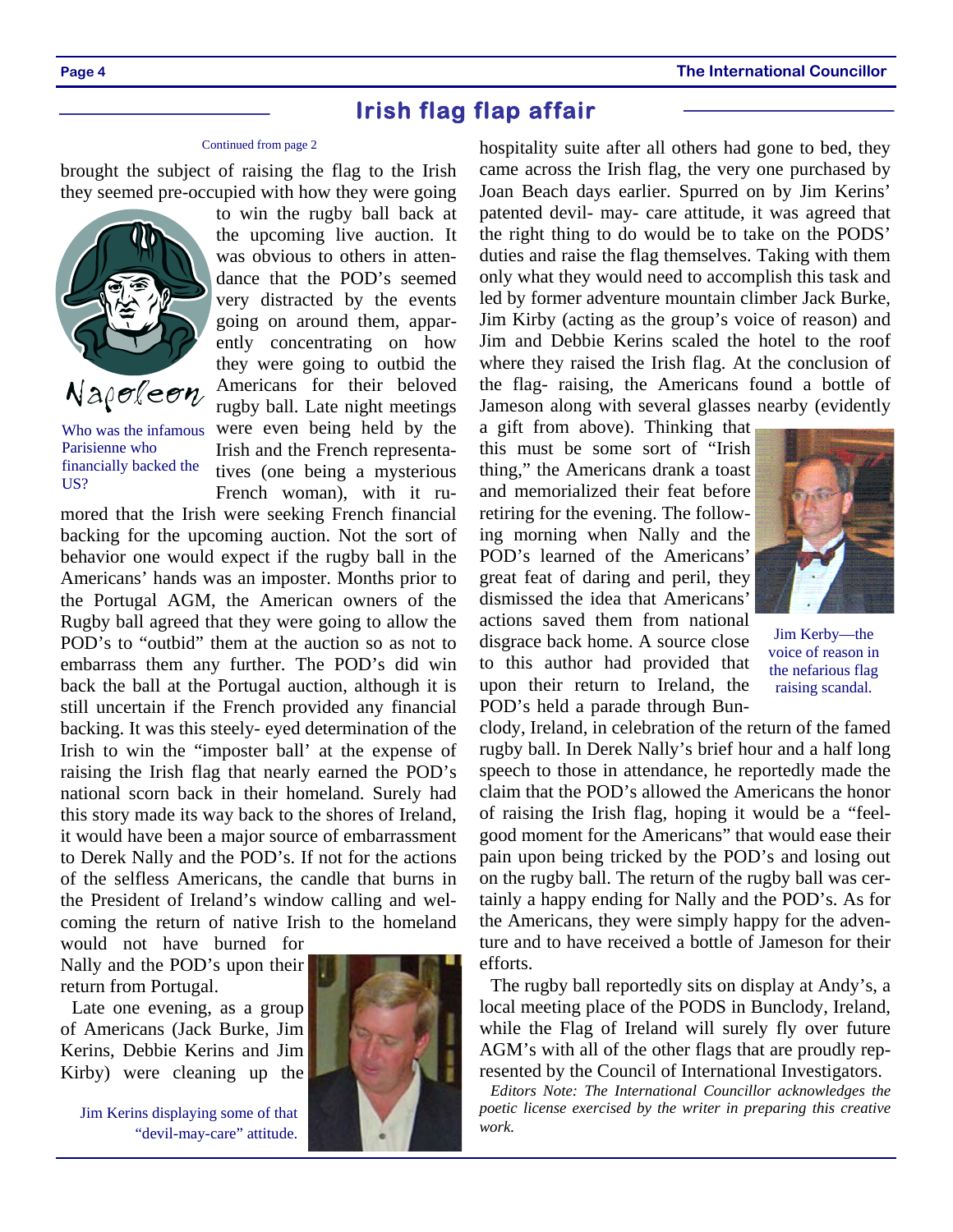## Irish flag flap affair

Continued from page 2

brought the subject of raising the flag to the Irish they seemed pre-occupied with how they were going to win the rugby ball back at the upcoming live auction. It was obvious to others in attendance that the POD's seemed very distracted by the events going on around them, apparently concentrating on how they were going to outbid the Americans for their beloved rugby ball. Late night meetings were even being held by the Irish and the French representatives (one being a mysterious French woman), with it rumored that the Irish were seeking French financial backing for the upcoming auction. Not the sort of behavior one would expect if the rugby ball in the Americans' hands was an imposter. Months prior to the Portugal AGM, the American owners of the Rugby ball agreed that they were going to allow the POD's to "outbid" them at the auction so as not to embarrass them any further. The POD's did win back the ball at the Portugal auction, although it is still uncertain if the French provided any financial backing. It was this steely- eyed determination of the Irish to win the "imposter ball' at the expense of raising the Irish flag that nearly earned the POD's national scorn back in their homeland. Surely had this story made its way back to the shores of Ireland, it would have been a major source of embarrassment to Derek Nally and the POD's. If not for the actions of the selfless Americans, the candle that burns in the President of Ireland's window calling and welcoming the return of native Irish to the homeland would not have burned for Nally and the POD's upon their return from Portugal.

Napoleon

Who was the infamous Parisienne who financially backed the US?

Late one evening, as a group of Americans (Jack Burke, Jim Kerins, Debbie Kerins and Jim Kirby) were cleaning up the hospitality suite after all others had gone to bed, they came across the Irish flag, the very one purchased by Joan Beach days earlier. Spurred on by Jim Kerins' patented devil- may- care attitude, it was agreed that the right thing to do would be to take on the PODS' duties and raise the flag themselves. Taking with them only what they would need to accomplish this task and led by former adventure mountain climber Jack Burke, Jim Kirby (acting as the group's voice of reason) and Jim and Debbie Kerins scaled the hotel to the roof where they raised the Irish flag. At the conclusion of the flag- raising, the Americans found a bottle of Jameson along with several glasses nearby (evidently a gift from above). Thinking that this must be some sort of "Irish thing," the Americans drank a toast and memorialized their feat before retiring for the evening. The following morning when Nally and the POD's learned of the Americans' great feat of daring and peril, they dismissed the idea that Americans' actions saved them from national disgrace back home. A source close to this author had provided that upon their return to Ireland, the POD's held a parade through Bunclody, Ireland, in celebration of the return of the famed rugby ball. In Derek Nally's brief hour and a half long speech to those in attendance, he reportedly made the claim that the POD's allowed the Americans the honor of raising the Irish flag, hoping it would be a "feel-good moment for the Americans" that would ease their pain upon being tricked by the POD's and losing out on the rugby ball. The return of the rugby ball was certainly a happy ending for Nally and the POD's. As for the Americans, they were simply happy for the adventure and to have received a bottle of Jameson for their efforts.

Jim Kerins displaying some of that "devil-may-care" attitude.

Jim Kerby—the voice of reason in the nefarious flag raising scandal.

The rugby ball reportedly sits on display at Andy's, a local meeting place of the PODS in Bunclody, Ireland, while the Flag of Ireland will surely fly over future AGM's with all of the other flags that are proudly represented by the Council of International Investigators.

*Editors Note: The International Councillor acknowledges the poetic license exercised by the writer in preparing this creative work.*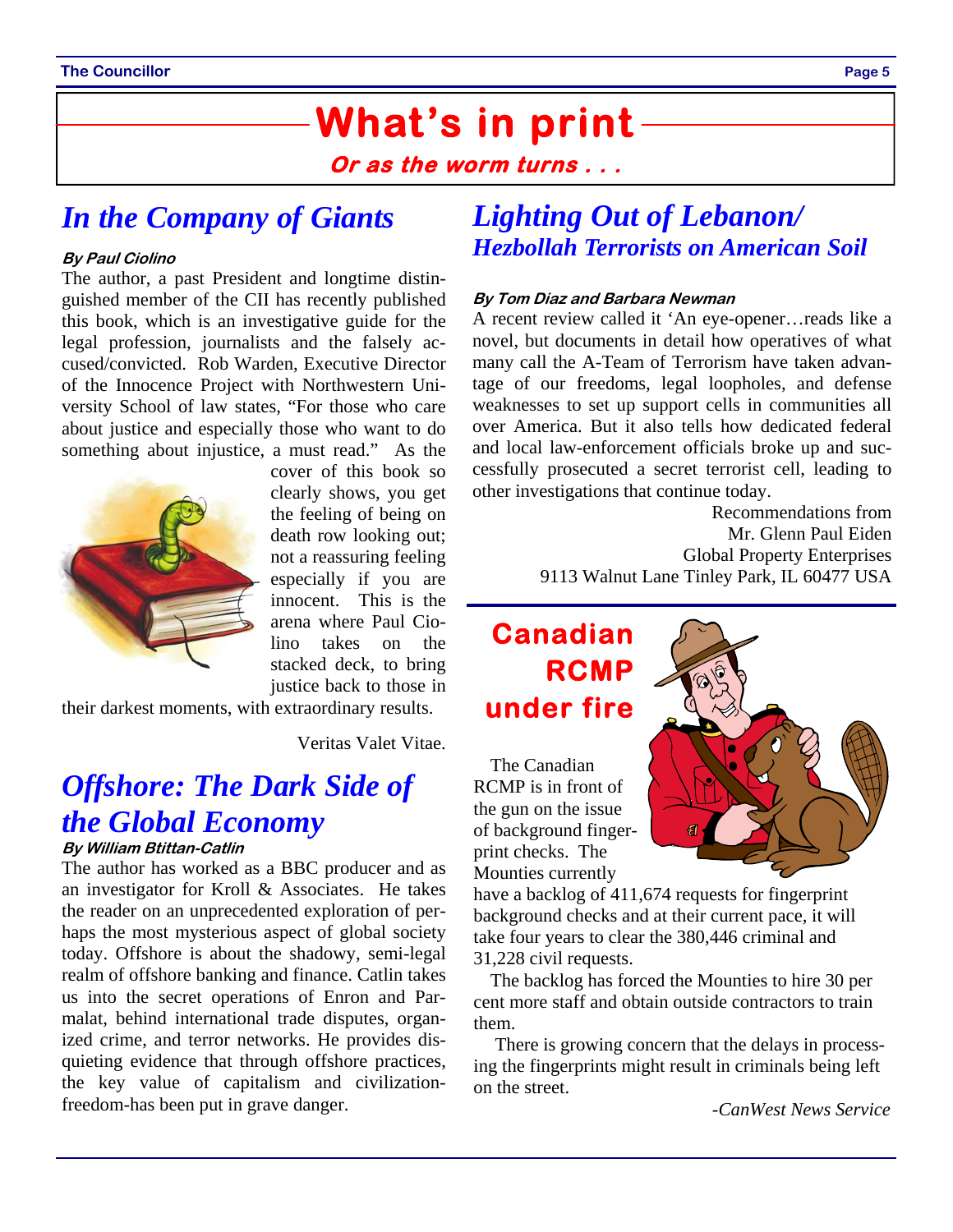# What's in print

***Or as the worm turns . . .***

## *In the Company of Giants*

***By Paul Ciolino***

The author, a past President and longtime distinguished member of the CII has recently published this book, which is an investigative guide for the legal profession, journalists and the falsely accused/convicted. Rob Warden, Executive Director of the Innocence Project with Northwestern University School of law states, "For those who care about justice and especially those who want to do something about injustice, a must read." As the cover of this book so clearly shows, you get the feeling of being on death row looking out; not a reassuring feeling especially if you are innocent. This is the arena where Paul Ciolino takes on the stacked deck, to bring justice back to those in their darkest moments, with extraordinary results.

Veritas Valet Vitae.

## *Offshore: The Dark Side of the Global Economy*

***By William Btittan-Catlin***

The author has worked as a BBC producer and as an investigator for Kroll & Associates. He takes the reader on an unprecedented exploration of perhaps the most mysterious aspect of global society today. Offshore is about the shadowy, semi-legal realm of offshore banking and finance. Catlin takes us into the secret operations of Enron and Parmalat, behind international trade disputes, organized crime, and terror networks. He provides disquieting evidence that through offshore practices, the key value of capitalism and civilization-freedom-has been put in grave danger.

## *Lighting Out of Lebanon/ Hezbollah Terrorists on American Soil*

***By Tom Diaz and Barbara Newman***

A recent review called it 'An eye-opener…reads like a novel, but documents in detail how operatives of what many call the A-Team of Terrorism have taken advantage of our freedoms, legal loopholes, and defense weaknesses to set up support cells in communities all over America. But it also tells how dedicated federal and local law-enforcement officials broke up and successfully prosecuted a secret terrorist cell, leading to other investigations that continue today.

Recommendations from
Mr. Glenn Paul Eiden
Global Property Enterprises
9113 Walnut Lane Tinley Park, IL 60477 USA

## Canadian RCMP under fire

The Canadian RCMP is in front of the gun on the issue of background fingerprint checks. The Mounties currently have a backlog of 411,674 requests for fingerprint background checks and at their current pace, it will take four years to clear the 380,446 criminal and 31,228 civil requests.

The backlog has forced the Mounties to hire 30 per cent more staff and obtain outside contractors to train them.

There is growing concern that the delays in processing the fingerprints might result in criminals being left on the street.

*-CanWest News Service*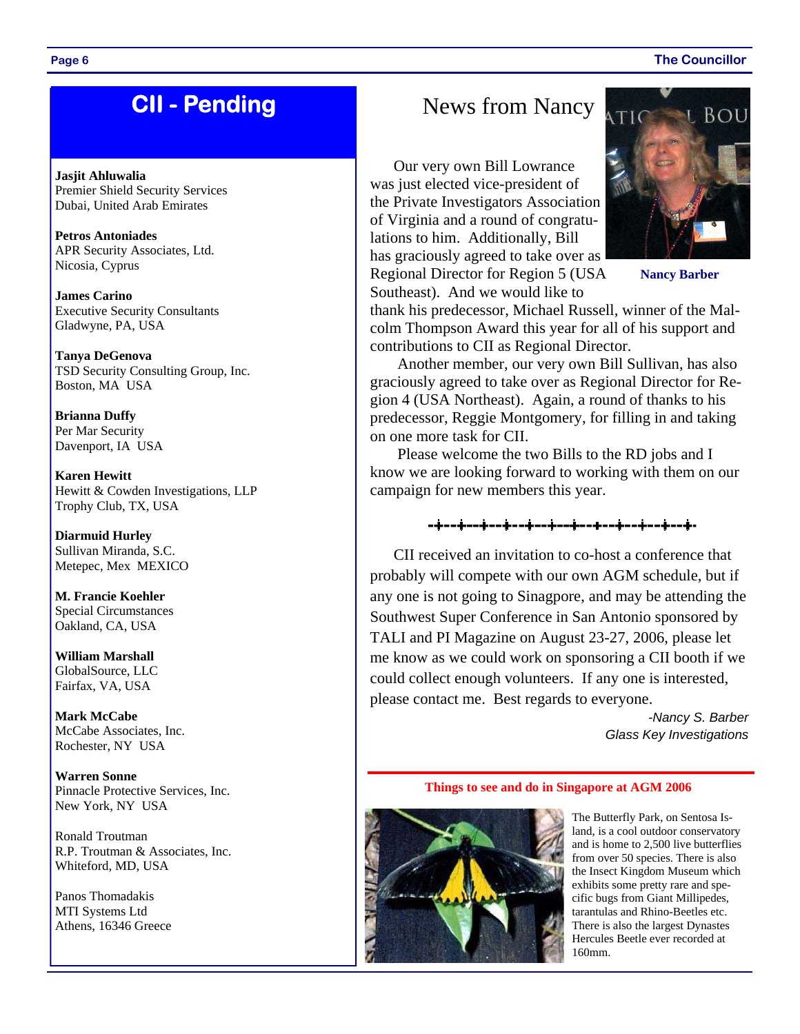# CII - Pending

**Jasjit Ahluwalia**
Premier Shield Security Services
Dubai, United Arab Emirates

**Petros Antoniades**
APR Security Associates, Ltd.
Nicosia, Cyprus

**James Carino**
Executive Security Consultants
Gladwyne, PA, USA

**Tanya DeGenova**
TSD Security Consulting Group, Inc.
Boston, MA USA

**Brianna Duffy**
Per Mar Security
Davenport, IA USA

**Karen Hewitt**
Hewitt & Cowden Investigations, LLP
Trophy Club, TX, USA

**Diarmuid Hurley**
Sullivan Miranda, S.C.
Metepec, Mex MEXICO

**M. Francie Koehler**
Special Circumstances
Oakland, CA, USA

**William Marshall**
GlobalSource, LLC
Fairfax, VA, USA

**Mark McCabe**
McCabe Associates, Inc.
Rochester, NY USA

**Warren Sonne**
Pinnacle Protective Services, Inc.
New York, NY USA

Ronald Troutman
R.P. Troutman & Associates, Inc.
Whiteford, MD, USA

Panos Thomadakis
MTI Systems Ltd
Athens, 16346 Greece

# News from Nancy

**Nancy Barber**

Our very own Bill Lowrance was just elected vice-president of the Private Investigators Association of Virginia and a round of congratulations to him. Additionally, Bill has graciously agreed to take over as Regional Director for Region 5 (USA Southeast). And we would like to thank his predecessor, Michael Russell, winner of the Malcolm Thompson Award this year for all of his support and contributions to CII as Regional Director.

Another member, our very own Bill Sullivan, has also graciously agreed to take over as Regional Director for Region 4 (USA Northeast). Again, a round of thanks to his predecessor, Reggie Montgomery, for filling in and taking on one more task for CII.

Please welcome the two Bills to the RD jobs and I know we are looking forward to working with them on our campaign for new members this year.

CII received an invitation to co-host a conference that probably will compete with our own AGM schedule, but if any one is not going to Singapore, and may be attending the Southwest Super Conference in San Antonio sponsored by TALI and PI Magazine on August 23-27, 2006, please let me know as we could work on sponsoring a CII booth if we could collect enough volunteers. If any one is interested, please contact me. Best regards to everyone.

*-Nancy S. Barber*
*Glass Key Investigations*

## Things to see and do in Singapore at AGM 2006

The Butterfly Park, on Sentosa Island, is a cool outdoor conservatory and is home to 2,500 live butterflies from over 50 species. There is also the Insect Kingdom Museum which exhibits some pretty rare and specific bugs from Giant Millipedes, tarantulas and Rhino-Beetles etc. There is also the largest Dynastes Hercules Beetle ever recorded at 160mm.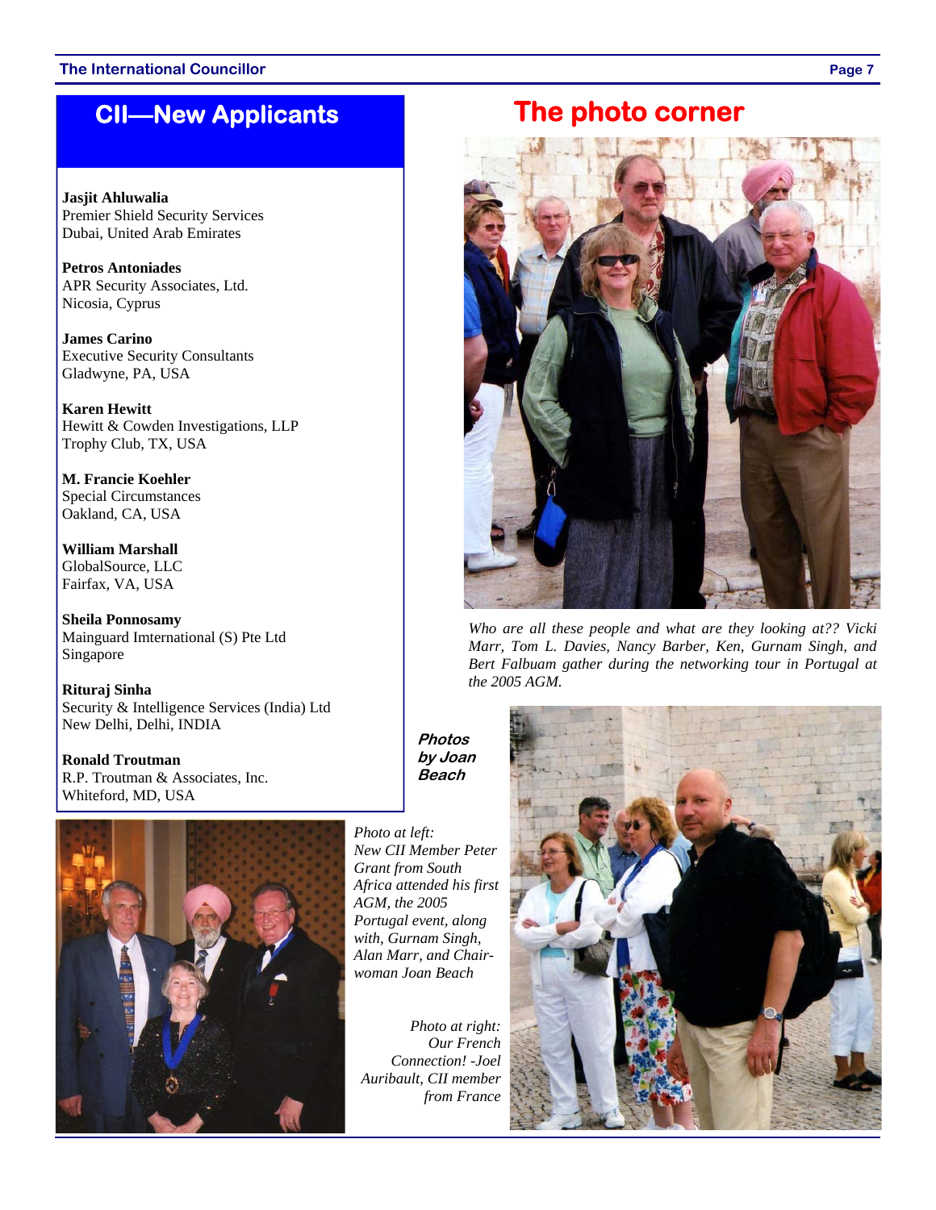## CII—New Applicants

**Jasjit Ahluwalia**
Premier Shield Security Services
Dubai, United Arab Emirates

**Petros Antoniades**
APR Security Associates, Ltd.
Nicosia, Cyprus

**James Carino**
Executive Security Consultants
Gladwyne, PA, USA

**Karen Hewitt**
Hewitt & Cowden Investigations, LLP
Trophy Club, TX, USA

**M. Francie Koehler**
Special Circumstances
Oakland, CA, USA

**William Marshall**
GlobalSource, LLC
Fairfax, VA, USA

**Sheila Ponnosamy**
Mainguard Imternational (S) Pte Ltd
Singapore

**Rituraj Sinha**
Security & Intelligence Services (India) Ltd
New Delhi, Delhi, INDIA

**Ronald Troutman**
R.P. Troutman & Associates, Inc.
Whiteford, MD, USA

## The photo corner

*Who are all these people and what are they looking at?? Vicki Marr, Tom L. Davies, Nancy Barber, Ken, Gurnam Singh, and Bert Falbuam gather during the networking tour in Portugal at the 2005 AGM.*

***Photos by Joan Beach***

*Photo at left: New CII Member Peter Grant from South Africa attended his first AGM, the 2005 Portugal event, along with, Gurnam Singh, Alan Marr, and Chairwoman Joan Beach*

*Photo at right: Our French Connection! -Joel Auribault, CII member from France*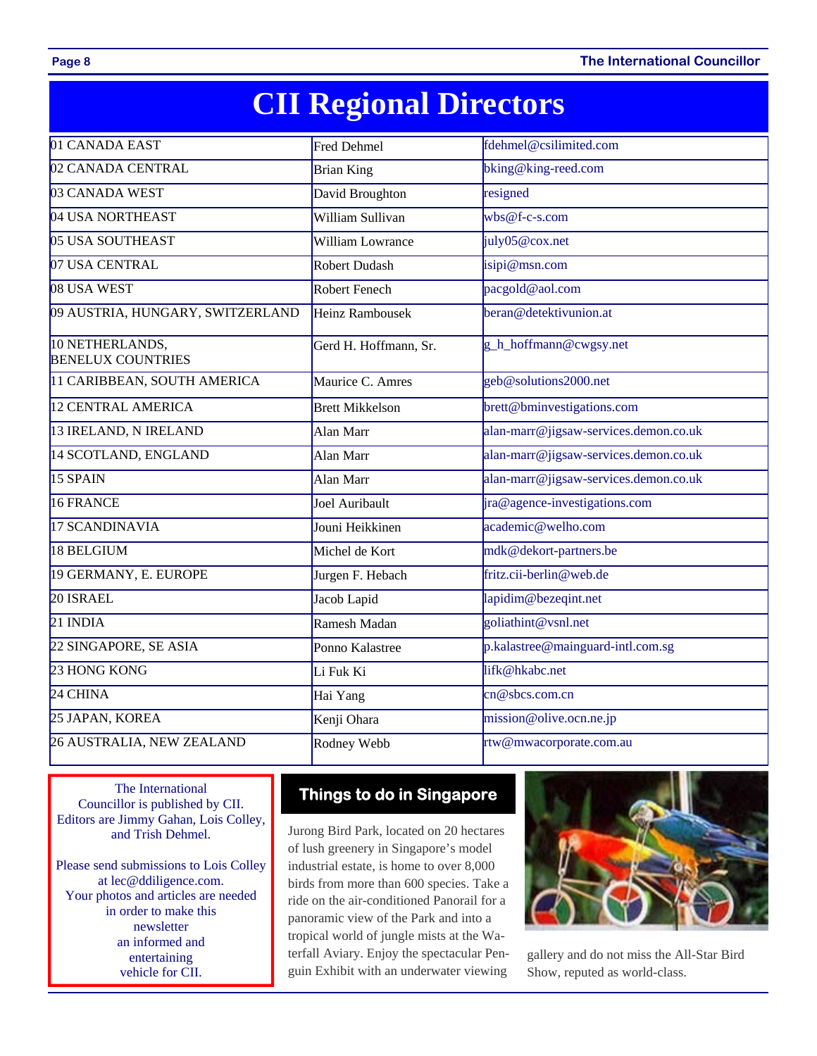# CII Regional Directors

| Region | Director | Email |
|---|---|---|
| 01 CANADA EAST | Fred Dehmel | fdehmel@csilimited.com |
| 02 CANADA CENTRAL | Brian King | bking@king-reed.com |
| 03 CANADA WEST | David Broughton | resigned |
| 04 USA NORTHEAST | William Sullivan | wbs@f-c-s.com |
| 05 USA SOUTHEAST | William Lowrance | july05@cox.net |
| 07 USA CENTRAL | Robert Dudash | isipi@msn.com |
| 08 USA WEST | Robert Fenech | pacgold@aol.com |
| 09 AUSTRIA, HUNGARY, SWITZERLAND | Heinz Rambousek | beran@detektivunion.at |
| 10 NETHERLANDS, BENELUX COUNTRIES | Gerd H. Hoffmann, Sr. | g_h_hoffmann@cwgsy.net |
| 11 CARIBBEAN, SOUTH AMERICA | Maurice C. Amres | geb@solutions2000.net |
| 12 CENTRAL AMERICA | Brett Mikkelson | brett@bminvestigations.com |
| 13 IRELAND, N IRELAND | Alan Marr | alan-marr@jigsaw-services.demon.co.uk |
| 14 SCOTLAND, ENGLAND | Alan Marr | alan-marr@jigsaw-services.demon.co.uk |
| 15 SPAIN | Alan Marr | alan-marr@jigsaw-services.demon.co.uk |
| 16 FRANCE | Joel Auribault | jra@agence-investigations.com |
| 17 SCANDINAVIA | Jouni Heikkinen | academic@welho.com |
| 18 BELGIUM | Michel de Kort | mdk@dekort-partners.be |
| 19 GERMANY, E. EUROPE | Jurgen F. Hebach | fritz.cii-berlin@web.de |
| 20 ISRAEL | Jacob Lapid | lapidim@bezeqint.net |
| 21 INDIA | Ramesh Madan | goliathint@vsnl.net |
| 22 SINGAPORE, SE ASIA | Ponno Kalastree | p.kalastree@mainguard-intl.com.sg |
| 23 HONG KONG | Li Fuk Ki | lifk@hkabc.net |
| 24 CHINA | Hai Yang | cn@sbcs.com.cn |
| 25 JAPAN, KOREA | Kenji Ohara | mission@olive.ocn.ne.jp |
| 26 AUSTRALIA, NEW ZEALAND | Rodney Webb | rtw@mwacorporate.com.au |

The International Councillor is published by CII. Editors are Jimmy Gahan, Lois Colley, and Trish Dehmel.

Please send submissions to Lois Colley at lec@ddiligence.com. Your photos and articles are needed in order to make this newsletter an informed and entertaining vehicle for CII.

## Things to do in Singapore

Jurong Bird Park, located on 20 hectares of lush greenery in Singapore's model industrial estate, is home to over 8,000 birds from more than 600 species. Take a ride on the air-conditioned Panorail for a panoramic view of the Park and into a tropical world of jungle mists at the Waterfall Aviary. Enjoy the spectacular Penguin Exhibit with an underwater viewing gallery and do not miss the All-Star Bird Show, reputed as world-class.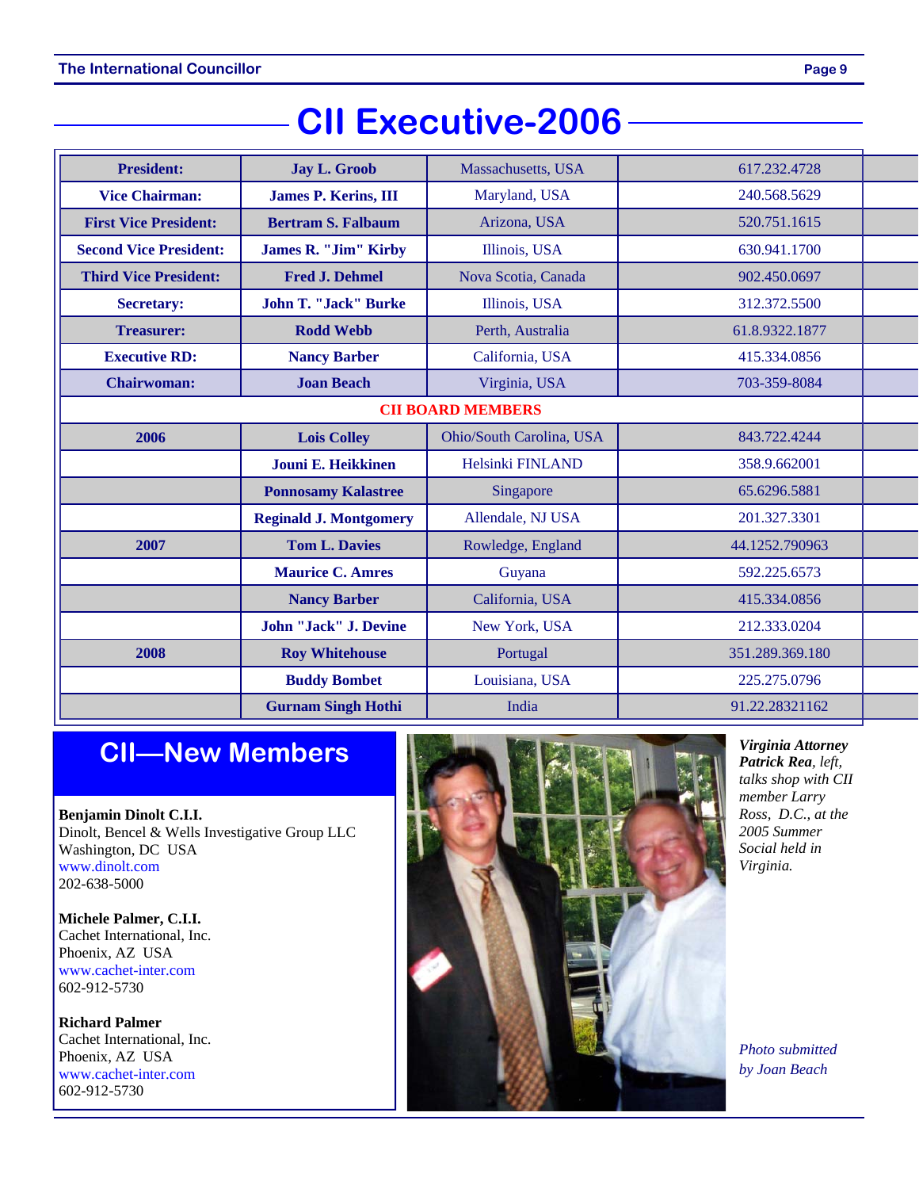# CII Executive-2006

| | | | |
|---|---|---|---|
| **President:** | **Jay L. Groob** | Massachusetts, USA | 617.232.4728 |
| **Vice Chairman:** | **James P. Kerins, III** | Maryland, USA | 240.568.5629 |
| **First Vice President:** | **Bertram S. Falbaum** | Arizona, USA | 520.751.1615 |
| **Second Vice President:** | **James R. "Jim" Kirby** | Illinois, USA | 630.941.1700 |
| **Third Vice President:** | **Fred J. Dehmel** | Nova Scotia, Canada | 902.450.0697 |
| **Secretary:** | **John T. "Jack" Burke** | Illinois, USA | 312.372.5500 |
| **Treasurer:** | **Rodd Webb** | Perth, Australia | 61.8.9322.1877 |
| **Executive RD:** | **Nancy Barber** | California, USA | 415.334.0856 |
| **Chairwoman:** | **Joan Beach** | Virginia, USA | 703-359-8084 |
| | **CII BOARD MEMBERS** | | |
| **2006** | **Lois Colley** | Ohio/South Carolina, USA | 843.722.4244 |
| | **Jouni E. Heikkinen** | Helsinki FINLAND | 358.9.662001 |
| | **Ponnosamy Kalastree** | Singapore | 65.6296.5881 |
| | **Reginald J. Montgomery** | Allendale, NJ USA | 201.327.3301 |
| **2007** | **Tom L. Davies** | Rowledge, England | 44.1252.790963 |
| | **Maurice C. Amres** | Guyana | 592.225.6573 |
| | **Nancy Barber** | California, USA | 415.334.0856 |
| | **John "Jack" J. Devine** | New York, USA | 212.333.0204 |
| **2008** | **Roy Whitehouse** | Portugal | 351.289.369.180 |
| | **Buddy Bombet** | Louisiana, USA | 225.275.0796 |
| | **Gurnam Singh Hothi** | India | 91.22.28321162 |

## CII—New Members

**Benjamin Dinolt C.I.I.**
Dinolt, Bencel & Wells Investigative Group LLC
Washington, DC USA
www.dinolt.com
202-638-5000

**Michele Palmer, C.I.I.**
Cachet International, Inc.
Phoenix, AZ USA
www.cachet-inter.com
602-912-5730

**Richard Palmer**
Cachet International, Inc.
Phoenix, AZ USA
www.cachet-inter.com
602-912-5730

*Virginia Attorney **Patrick Rea**, left, talks shop with CII member Larry Ross, D.C., at the 2005 Summer Social held in Virginia.*

*Photo submitted by Joan Beach*